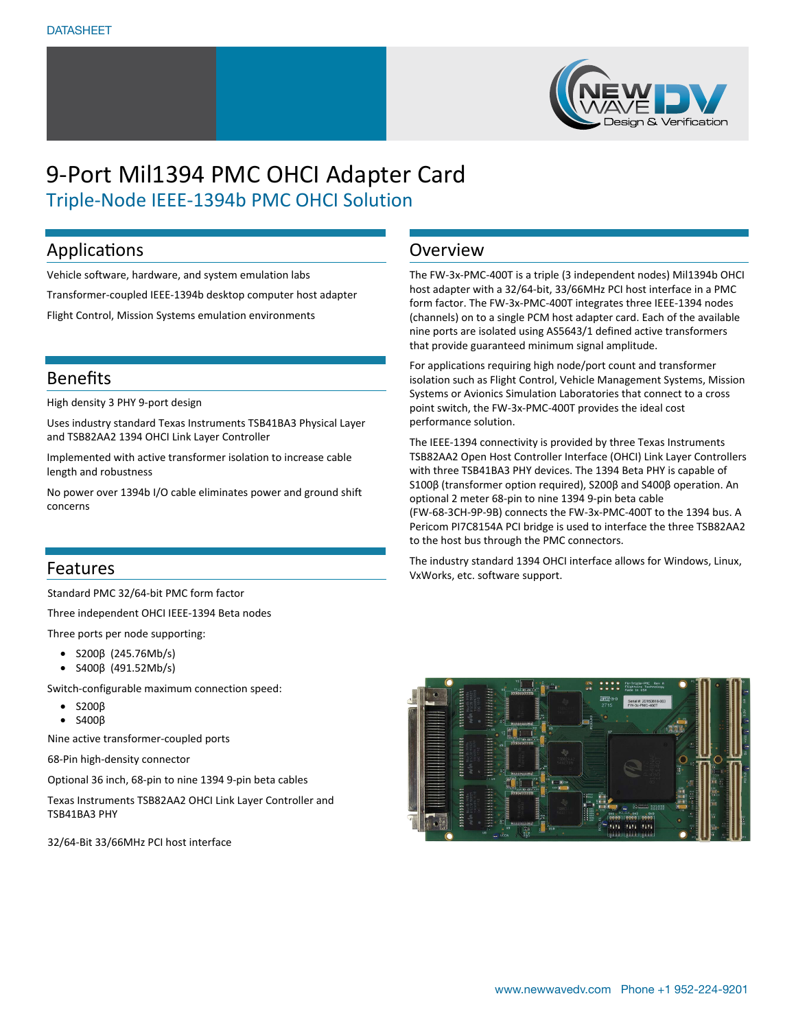DATASHEET

# 9-Port Mil1394 PMC OHCI Adapter Card

## Triple-Node IEEE-1394b PMC OHCI Solution

## Applications

Vehicle software, hardware, and system emulation labs

Transformer-coupled IEEE-1394b desktop computer host adapter

Flight Control, Mission Systems emulation environments

## Benefits

High density 3 PHY 9-port design

Uses industry standard Texas Instruments TSB41BA3 Physical Layer and TSB82AA2 1394 OHCI Link Layer Controller

Implemented with active transformer isolation to increase cable length and robustness

No power over 1394b I/O cable eliminates power and ground shift concerns

## Features

Standard PMC 32/64-bit PMC form factor

Three independent OHCI IEEE-1394 Beta nodes

Three ports per node supporting:

- S200β (245.76Mb/s)
- S400β (491.52Mb/s)

Switch-configurable maximum connection speed:

- S200β
- S400β

Nine active transformer-coupled ports

68-Pin high-density connector

Optional 36 inch, 68-pin to nine 1394 9-pin beta cables

Texas Instruments TSB82AA2 OHCI Link Layer Controller and TSB41BA3 PHY

32/64-Bit 33/66MHz PCI host interface

## Overview

The FW-3x-PMC-400T is a triple (3 independent nodes) Mil1394b OHCI host adapter with a 32/64-bit, 33/66MHz PCI host interface in a PMC form factor. The FW-3x-PMC-400T integrates three IEEE-1394 nodes (channels) on to a single PCM host adapter card. Each of the available nine ports are isolated using AS5643/1 defined active transformers that provide guaranteed minimum signal amplitude.

For applications requiring high node/port count and transformer isolation such as Flight Control, Vehicle Management Systems, Mission Systems or Avionics Simulation Laboratories that connect to a cross point switch, the FW-3x-PMC-400T provides the ideal cost performance solution.

The IEEE-1394 connectivity is provided by three Texas Instruments TSB82AA2 Open Host Controller Interface (OHCI) Link Layer Controllers with three TSB41BA3 PHY devices. The 1394 Beta PHY is capable of S100β (transformer option required), S200β and S400β operation. An optional 2 meter 68-pin to nine 1394 9-pin beta cable (FW-68-3CH-9P-9B) connects the FW-3x-PMC-400T to the 1394 bus. A Pericom PI7C8154A PCI bridge is used to interface the three TSB82AA2 to the host bus through the PMC connectors.

The industry standard 1394 OHCI interface allows for Windows, Linux, VxWorks, etc. software support.

www.newwavedv.com Phone +1 952-224-9201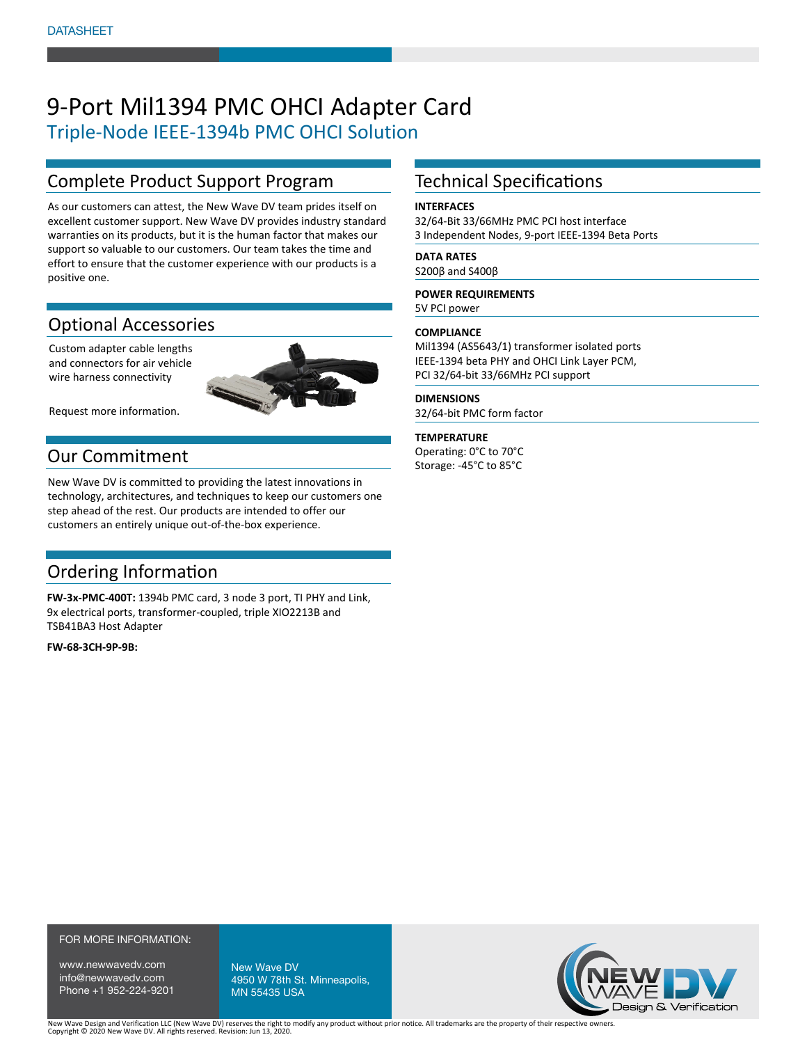DATASHEET

# 9-Port Mil1394 PMC OHCI Adapter Card

## Triple-Node IEEE-1394b PMC OHCI Solution

## Complete Product Support Program

As our customers can attest, the New Wave DV team prides itself on excellent customer support. New Wave DV provides industry standard warranties on its products, but it is the human factor that makes our support so valuable to our customers. Our team takes the time and effort to ensure that the customer experience with our products is a positive one.

## Optional Accessories

Custom adapter cable lengths and connectors for air vehicle wire harness connectivity

Request more information.

## Our Commitment

New Wave DV is committed to providing the latest innovations in technology, architectures, and techniques to keep our customers one step ahead of the rest. Our products are intended to offer our customers an entirely unique out-of-the-box experience.

## Ordering Information

**FW-3x-PMC-400T:** 1394b PMC card, 3 node 3 port, TI PHY and Link, 9x electrical ports, transformer-coupled, triple XIO2213B and TSB41BA3 Host Adapter

**FW-68-3CH-9P-9B:**

## Technical Specifications

**INTERFACES**
32/64-Bit 33/66MHz PMC PCI host interface
3 Independent Nodes, 9-port IEEE-1394 Beta Ports

**DATA RATES**
S200β and S400β

**POWER REQUIREMENTS**
5V PCI power

**COMPLIANCE**
Mil1394 (AS5643/1) transformer isolated ports
IEEE-1394 beta PHY and OHCI Link Layer PCM,
PCI 32/64-bit 33/66MHz PCI support

**DIMENSIONS**
32/64-bit PMC form factor

**TEMPERATURE**
Operating: 0°C to 70°C
Storage: -45°C to 85°C

FOR MORE INFORMATION:

www.newwavedv.com
info@newwavedv.com
Phone +1 952-224-9201

New Wave DV
4950 W 78th St. Minneapolis,
MN 55435 USA

New Wave Design and Verification LLC (New Wave DV) reserves the right to modify any product without prior notice. All trademarks are the property of their respective owners.
Copyright © 2020 New Wave DV. All rights reserved. Revision: Jun 13, 2020.